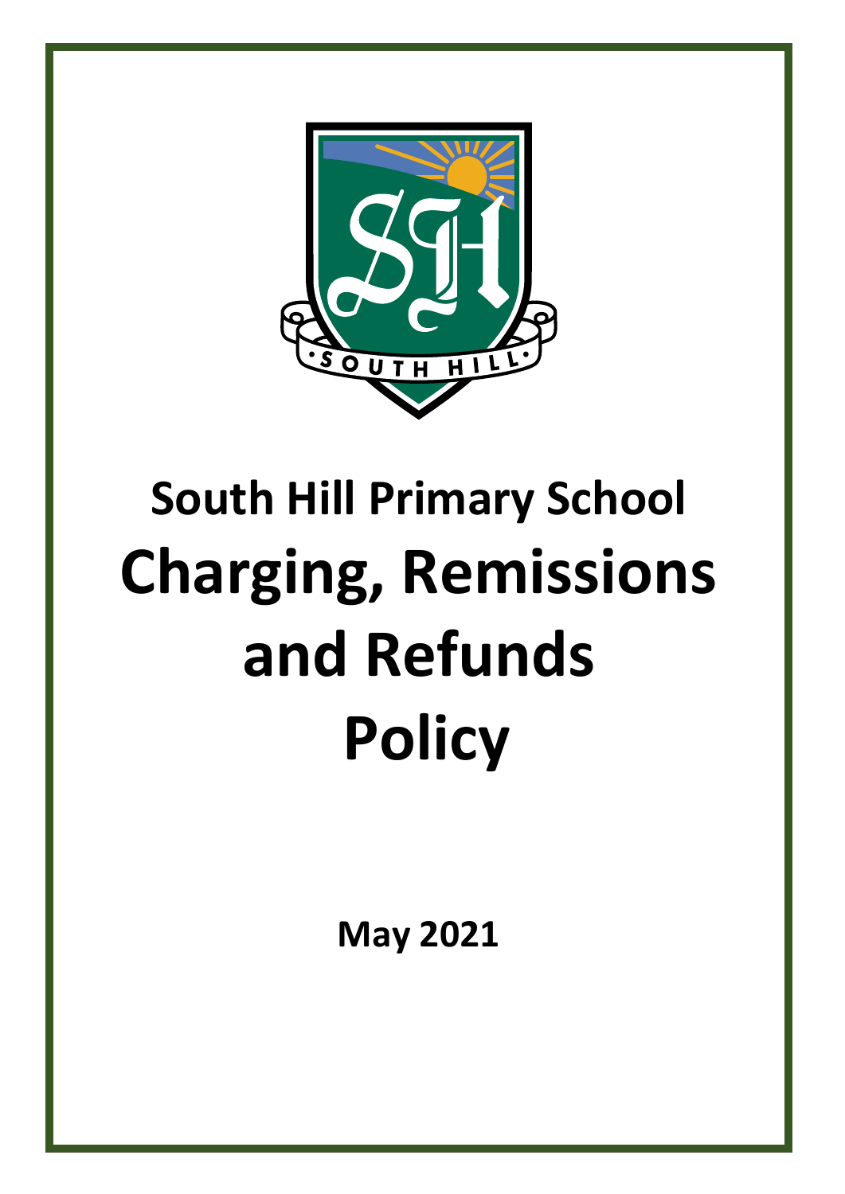# South Hill Primary School

# Charging, Remissions and Refunds Policy

**May 2021**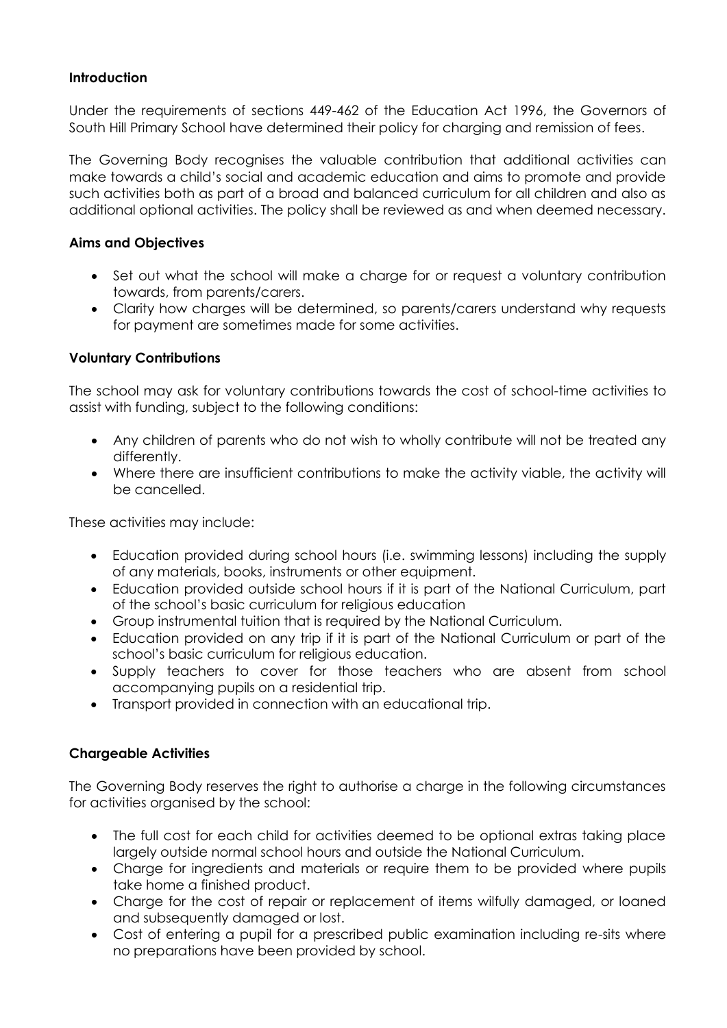**Introduction**

Under the requirements of sections 449-462 of the Education Act 1996, the Governors of South Hill Primary School have determined their policy for charging and remission of fees.

The Governing Body recognises the valuable contribution that additional activities can make towards a child's social and academic education and aims to promote and provide such activities both as part of a broad and balanced curriculum for all children and also as additional optional activities. The policy shall be reviewed as and when deemed necessary.

**Aims and Objectives**

- Set out what the school will make a charge for or request a voluntary contribution towards, from parents/carers.
- Clarity how charges will be determined, so parents/carers understand why requests for payment are sometimes made for some activities.

**Voluntary Contributions**

The school may ask for voluntary contributions towards the cost of school-time activities to assist with funding, subject to the following conditions:

- Any children of parents who do not wish to wholly contribute will not be treated any differently.
- Where there are insufficient contributions to make the activity viable, the activity will be cancelled.

These activities may include:

- Education provided during school hours (i.e. swimming lessons) including the supply of any materials, books, instruments or other equipment.
- Education provided outside school hours if it is part of the National Curriculum, part of the school's basic curriculum for religious education
- Group instrumental tuition that is required by the National Curriculum.
- Education provided on any trip if it is part of the National Curriculum or part of the school's basic curriculum for religious education.
- Supply teachers to cover for those teachers who are absent from school accompanying pupils on a residential trip.
- Transport provided in connection with an educational trip.

**Chargeable Activities**

The Governing Body reserves the right to authorise a charge in the following circumstances for activities organised by the school:

- The full cost for each child for activities deemed to be optional extras taking place largely outside normal school hours and outside the National Curriculum.
- Charge for ingredients and materials or require them to be provided where pupils take home a finished product.
- Charge for the cost of repair or replacement of items wilfully damaged, or loaned and subsequently damaged or lost.
- Cost of entering a pupil for a prescribed public examination including re-sits where no preparations have been provided by school.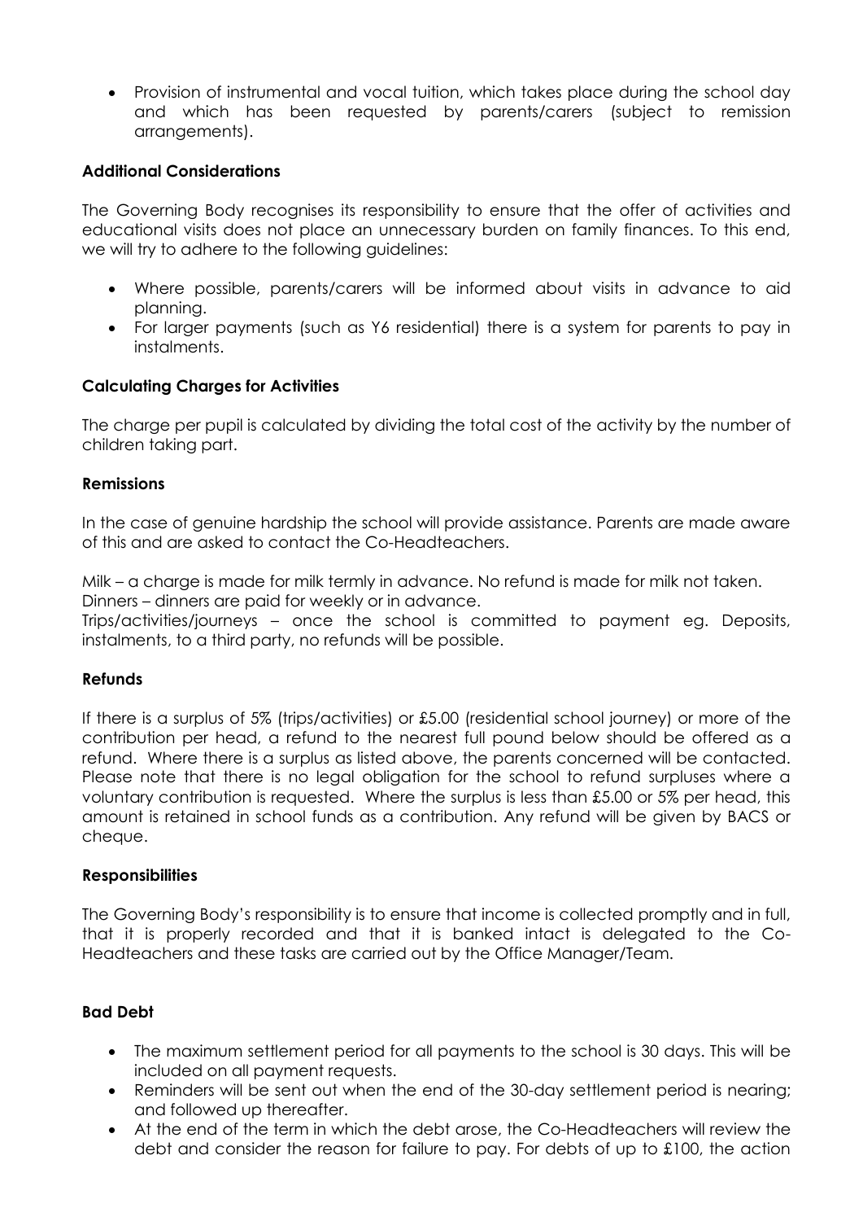- Provision of instrumental and vocal tuition, which takes place during the school day and which has been requested by parents/carers (subject to remission arrangements).

**Additional Considerations**

The Governing Body recognises its responsibility to ensure that the offer of activities and educational visits does not place an unnecessary burden on family finances. To this end, we will try to adhere to the following guidelines:

- Where possible, parents/carers will be informed about visits in advance to aid planning.
- For larger payments (such as Y6 residential) there is a system for parents to pay in instalments.

**Calculating Charges for Activities**

The charge per pupil is calculated by dividing the total cost of the activity by the number of children taking part.

**Remissions**

In the case of genuine hardship the school will provide assistance. Parents are made aware of this and are asked to contact the Co-Headteachers.

Milk – a charge is made for milk termly in advance. No refund is made for milk not taken.
Dinners – dinners are paid for weekly or in advance.
Trips/activities/journeys – once the school is committed to payment eg. Deposits, instalments, to a third party, no refunds will be possible.

**Refunds**

If there is a surplus of 5% (trips/activities) or £5.00 (residential school journey) or more of the contribution per head, a refund to the nearest full pound below should be offered as a refund. Where there is a surplus as listed above, the parents concerned will be contacted. Please note that there is no legal obligation for the school to refund surpluses where a voluntary contribution is requested. Where the surplus is less than £5.00 or 5% per head, this amount is retained in school funds as a contribution. Any refund will be given by BACS or cheque.

**Responsibilities**

The Governing Body's responsibility is to ensure that income is collected promptly and in full, that it is properly recorded and that it is banked intact is delegated to the Co-Headteachers and these tasks are carried out by the Office Manager/Team.

**Bad Debt**

- The maximum settlement period for all payments to the school is 30 days. This will be included on all payment requests.
- Reminders will be sent out when the end of the 30-day settlement period is nearing; and followed up thereafter.
- At the end of the term in which the debt arose, the Co-Headteachers will review the debt and consider the reason for failure to pay. For debts of up to £100, the action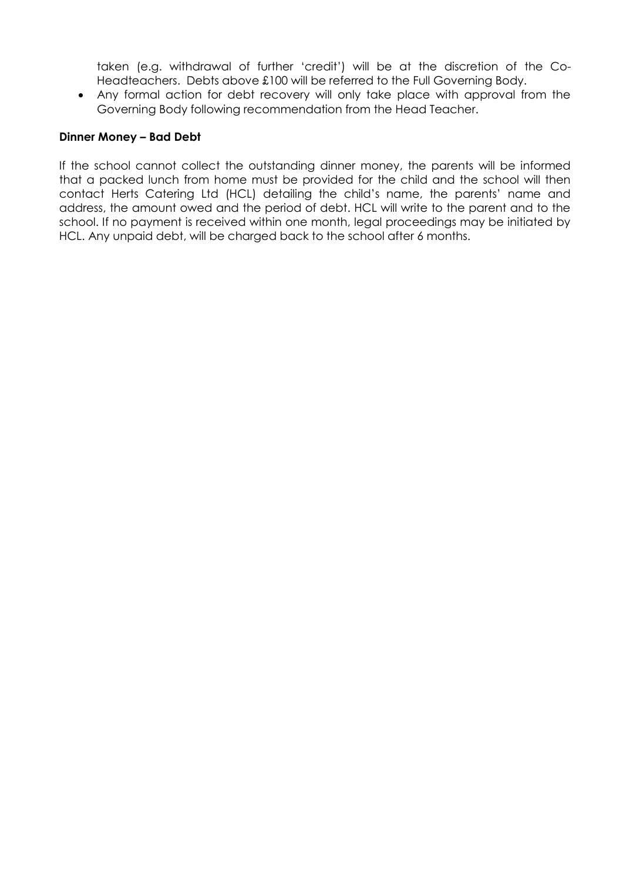taken (e.g. withdrawal of further 'credit') will be at the discretion of the Co-Headteachers. Debts above £100 will be referred to the Full Governing Body.

- Any formal action for debt recovery will only take place with approval from the Governing Body following recommendation from the Head Teacher.

**Dinner Money – Bad Debt**

If the school cannot collect the outstanding dinner money, the parents will be informed that a packed lunch from home must be provided for the child and the school will then contact Herts Catering Ltd (HCL) detailing the child's name, the parents' name and address, the amount owed and the period of debt. HCL will write to the parent and to the school. If no payment is received within one month, legal proceedings may be initiated by HCL. Any unpaid debt, will be charged back to the school after 6 months.